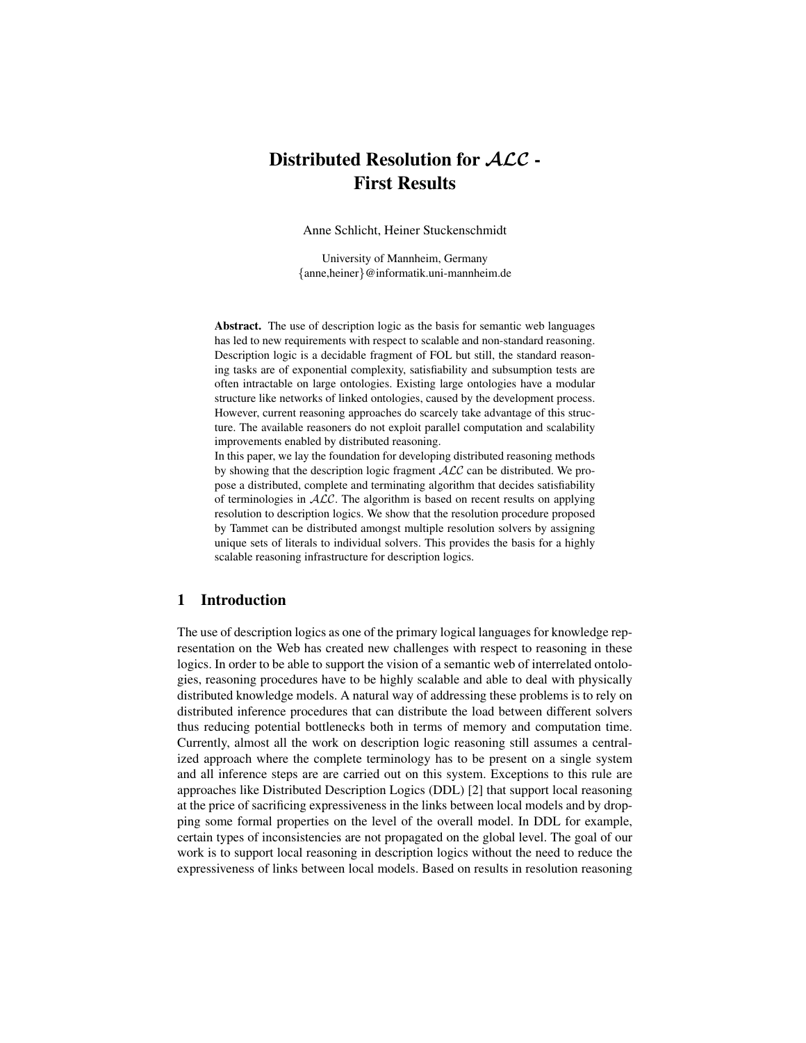# Distributed Resolution for $\mathcal{ALC}$ - First Results

Anne Schlicht, Heiner Stuckenschmidt

University of Mannheim, Germany
{anne,heiner}@informatik.uni-mannheim.de

**Abstract.** The use of description logic as the basis for semantic web languages has led to new requirements with respect to scalable and non-standard reasoning. Description logic is a decidable fragment of FOL but still, the standard reasoning tasks are of exponential complexity, satisfiability and subsumption tests are often intractable on large ontologies. Existing large ontologies have a modular structure like networks of linked ontologies, caused by the development process. However, current reasoning approaches do scarcely take advantage of this structure. The available reasoners do not exploit parallel computation and scalability improvements enabled by distributed reasoning.
In this paper, we lay the foundation for developing distributed reasoning methods by showing that the description logic fragment $\mathcal{ALC}$ can be distributed. We propose a distributed, complete and terminating algorithm that decides satisfiability of terminologies in $\mathcal{ALC}$. The algorithm is based on recent results on applying resolution to description logics. We show that the resolution procedure proposed by Tammet can be distributed amongst multiple resolution solvers by assigning unique sets of literals to individual solvers. This provides the basis for a highly scalable reasoning infrastructure for description logics.

## 1 Introduction

The use of description logics as one of the primary logical languages for knowledge representation on the Web has created new challenges with respect to reasoning in these logics. In order to be able to support the vision of a semantic web of interrelated ontologies, reasoning procedures have to be highly scalable and able to deal with physically distributed knowledge models. A natural way of addressing these problems is to rely on distributed inference procedures that can distribute the load between different solvers thus reducing potential bottlenecks both in terms of memory and computation time. Currently, almost all the work on description logic reasoning still assumes a centralized approach where the complete terminology has to be present on a single system and all inference steps are are carried out on this system. Exceptions to this rule are approaches like Distributed Description Logics (DDL) [2] that support local reasoning at the price of sacrificing expressiveness in the links between local models and by dropping some formal properties on the level of the overall model. In DDL for example, certain types of inconsistencies are not propagated on the global level. The goal of our work is to support local reasoning in description logics without the need to reduce the expressiveness of links between local models. Based on results in resolution reasoning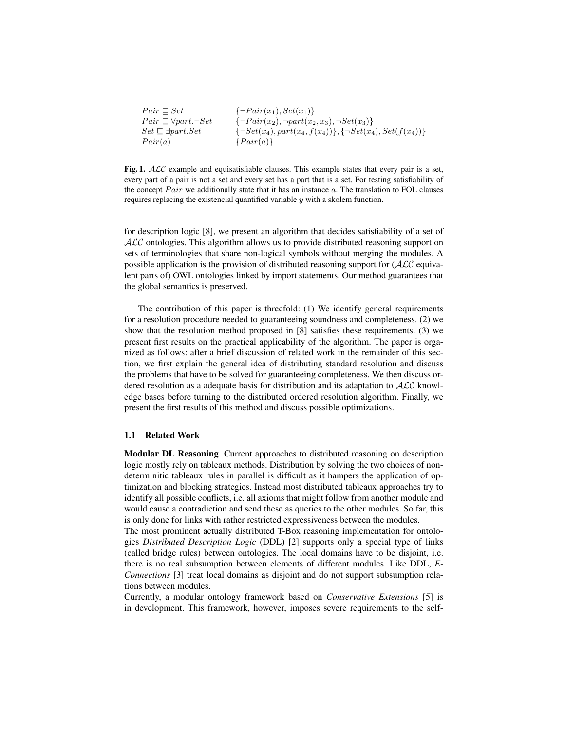| | |
|---|---|
| $Pair \sqsubseteq Set$ | $\{\neg Pair(x_1), Set(x_1)\}$ |
| $Pair \sqsubseteq \forall part.\neg Set$ | $\{\neg Pair(x_2), \neg part(x_2, x_3), \neg Set(x_3)\}$ |
| $Set \sqsubseteq \exists part.Set$ | $\{\neg Set(x_4), part(x_4, f(x_4))\}, \{\neg Set(x_4), Set(f(x_4))\}$ |
| $Pair(a)$ | $\{Pair(a)\}$ |

**Fig. 1.** $\mathcal{ALC}$ example and equisatisfiable clauses. This example states that every pair is a set, every part of a pair is not a set and every set has a part that is a set. For testing satisfiability of the concept $Pair$ we additionally state that it has an instance $a$. The translation to FOL clauses requires replacing the existencial quantified variable $y$ with a skolem function.

for description logic [8], we present an algorithm that decides satisfiability of a set of $\mathcal{ALC}$ ontologies. This algorithm allows us to provide distributed reasoning support on sets of terminologies that share non-logical symbols without merging the modules. A possible application is the provision of distributed reasoning support for ($\mathcal{ALC}$ equivalent parts of) OWL ontologies linked by import statements. Our method guarantees that the global semantics is preserved.

The contribution of this paper is threefold: (1) We identify general requirements for a resolution procedure needed to guaranteeing soundness and completeness. (2) we show that the resolution method proposed in [8] satisfies these requirements. (3) we present first results on the practical applicability of the algorithm. The paper is organized as follows: after a brief discussion of related work in the remainder of this section, we first explain the general idea of distributing standard resolution and discuss the problems that have to be solved for guaranteeing completeness. We then discuss ordered resolution as a adequate basis for distribution and its adaptation to $\mathcal{ALC}$ knowledge bases before turning to the distributed ordered resolution algorithm. Finally, we present the first results of this method and discuss possible optimizations.

### 1.1 Related Work

**Modular DL Reasoning** Current approaches to distributed reasoning on description logic mostly rely on tableaux methods. Distribution by solving the two choices of nondeterminitic tableaux rules in parallel is difficult as it hampers the application of optimization and blocking strategies. Instead most distributed tableaux approaches try to identify all possible conflicts, i.e. all axioms that might follow from another module and would cause a contradiction and send these as queries to the other modules. So far, this is only done for links with rather restricted expressiveness between the modules.

The most prominent actually distributed T-Box reasoning implementation for ontologies *Distributed Description Logic* (DDL) [2] supports only a special type of links (called bridge rules) between ontologies. The local domains have to be disjoint, i.e. there is no real subsumption between elements of different modules. Like DDL, *E-Connections* [3] treat local domains as disjoint and do not support subsumption relations between modules.

Currently, a modular ontology framework based on *Conservative Extensions* [5] is in development. This framework, however, imposes severe requirements to the self-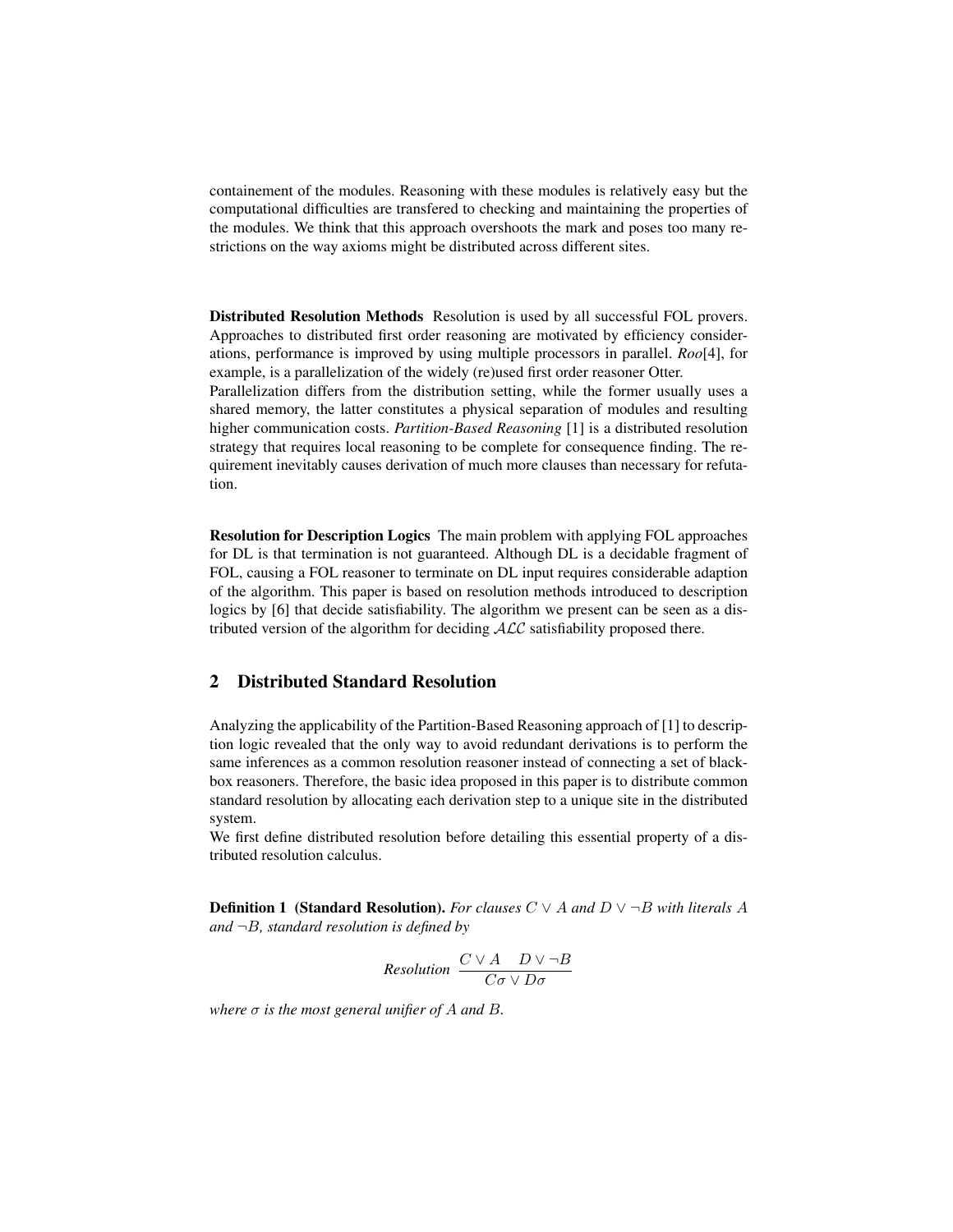containement of the modules. Reasoning with these modules is relatively easy but the computational difficulties are transfered to checking and maintaining the properties of the modules. We think that this approach overshoots the mark and poses too many restrictions on the way axioms might be distributed across different sites.

**Distributed Resolution Methods** Resolution is used by all successful FOL provers. Approaches to distributed first order reasoning are motivated by efficiency considerations, performance is improved by using multiple processors in parallel. *Roo*[4], for example, is a parallelization of the widely (re)used first order reasoner Otter.
Parallelization differs from the distribution setting, while the former usually uses a shared memory, the latter constitutes a physical separation of modules and resulting higher communication costs. *Partition-Based Reasoning* [1] is a distributed resolution strategy that requires local reasoning to be complete for consequence finding. The requirement inevitably causes derivation of much more clauses than necessary for refutation.

**Resolution for Description Logics** The main problem with applying FOL approaches for DL is that termination is not guaranteed. Although DL is a decidable fragment of FOL, causing a FOL reasoner to terminate on DL input requires considerable adaption of the algorithm. This paper is based on resolution methods introduced to description logics by [6] that decide satisfiability. The algorithm we present can be seen as a distributed version of the algorithm for deciding $\mathcal{ALC}$ satisfiability proposed there.

## 2 Distributed Standard Resolution

Analyzing the applicability of the Partition-Based Reasoning approach of [1] to description logic revealed that the only way to avoid redundant derivations is to perform the same inferences as a common resolution reasoner instead of connecting a set of blackbox reasoners. Therefore, the basic idea proposed in this paper is to distribute common standard resolution by allocating each derivation step to a unique site in the distributed system.
We first define distributed resolution before detailing this essential property of a distributed resolution calculus.

**Definition 1 (Standard Resolution).** *For clauses $C \vee A$ and $D \vee \neg B$ with literals $A$ and $\neg B$, standard resolution is defined by*

$$\textit{Resolution}\ \frac{C \vee A \quad D \vee \neg B}{C\sigma \vee D\sigma}$$

*where $\sigma$ is the most general unifier of $A$ and $B$.*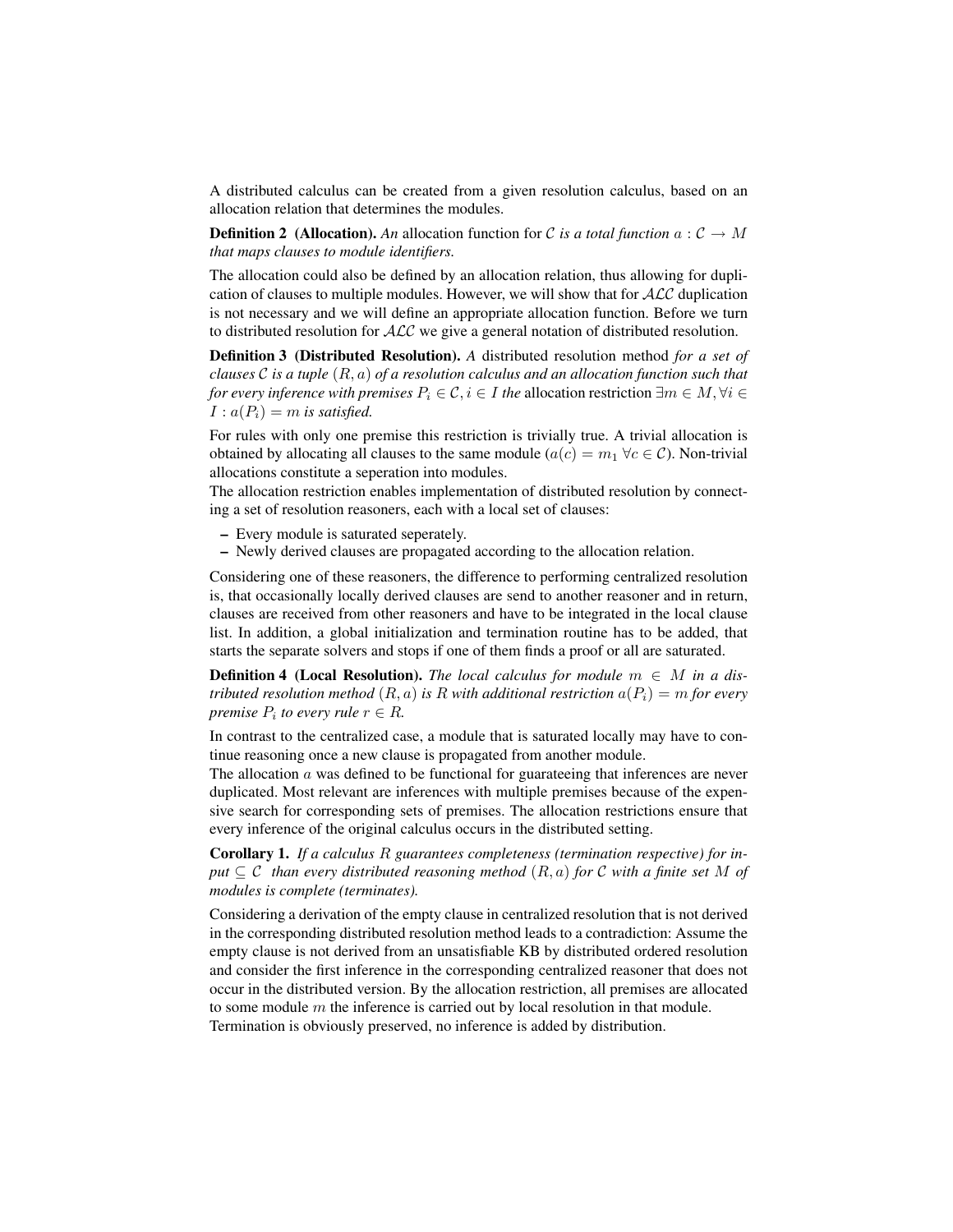A distributed calculus can be created from a given resolution calculus, based on an allocation relation that determines the modules.

**Definition 2 (Allocation).** *An* allocation function *for $\mathcal{C}$ is a total function $a : \mathcal{C} \rightarrow M$ that maps clauses to module identifiers.*

The allocation could also be defined by an allocation relation, thus allowing for duplication of clauses to multiple modules. However, we will show that for $\mathcal{ALC}$ duplication is not necessary and we will define an appropriate allocation function. Before we turn to distributed resolution for $\mathcal{ALC}$ we give a general notation of distributed resolution.

**Definition 3 (Distributed Resolution).** *A* distributed resolution method *for a set of clauses $\mathcal{C}$ is a tuple $(R, a)$ of a resolution calculus and an allocation function such that for every inference with premises $P_i \in \mathcal{C}, i \in I$ the* allocation restriction *$\exists m \in M, \forall i \in I : a(P_i) = m$ is satisfied.*

For rules with only one premise this restriction is trivially true. A trivial allocation is obtained by allocating all clauses to the same module ($a(c) = m_1 \ \forall c \in \mathcal{C}$). Non-trivial allocations constitute a seperation into modules.
The allocation restriction enables implementation of distributed resolution by connecting a set of resolution reasoners, each with a local set of clauses:

- Every module is saturated seperately.
- Newly derived clauses are propagated according to the allocation relation.

Considering one of these reasoners, the difference to performing centralized resolution is, that occasionally locally derived clauses are send to another reasoner and in return, clauses are received from other reasoners and have to be integrated in the local clause list. In addition, a global initialization and termination routine has to be added, that starts the separate solvers and stops if one of them finds a proof or all are saturated.

**Definition 4 (Local Resolution).** *The local calculus for module $m \in M$ in a distributed resolution method $(R, a)$ is $R$ with additional restriction $a(P_i) = m$ for every premise $P_i$ to every rule $r \in R$.*

In contrast to the centralized case, a module that is saturated locally may have to continue reasoning once a new clause is propagated from another module.
The allocation $a$ was defined to be functional for guarateeing that inferences are never duplicated. Most relevant are inferences with multiple premises because of the expensive search for corresponding sets of premises. The allocation restrictions ensure that every inference of the original calculus occurs in the distributed setting.

**Corollary 1.** *If a calculus $R$ guarantees completeness (termination respective) for input $\subseteq \mathcal{C}$ than every distributed reasoning method $(R, a)$ for $\mathcal{C}$ with a finite set $M$ of modules is complete (terminates).*

Considering a derivation of the empty clause in centralized resolution that is not derived in the corresponding distributed resolution method leads to a contradiction: Assume the empty clause is not derived from an unsatisfiable KB by distributed ordered resolution and consider the first inference in the corresponding centralized reasoner that does not occur in the distributed version. By the allocation restriction, all premises are allocated to some module $m$ the inference is carried out by local resolution in that module.
Termination is obviously preserved, no inference is added by distribution.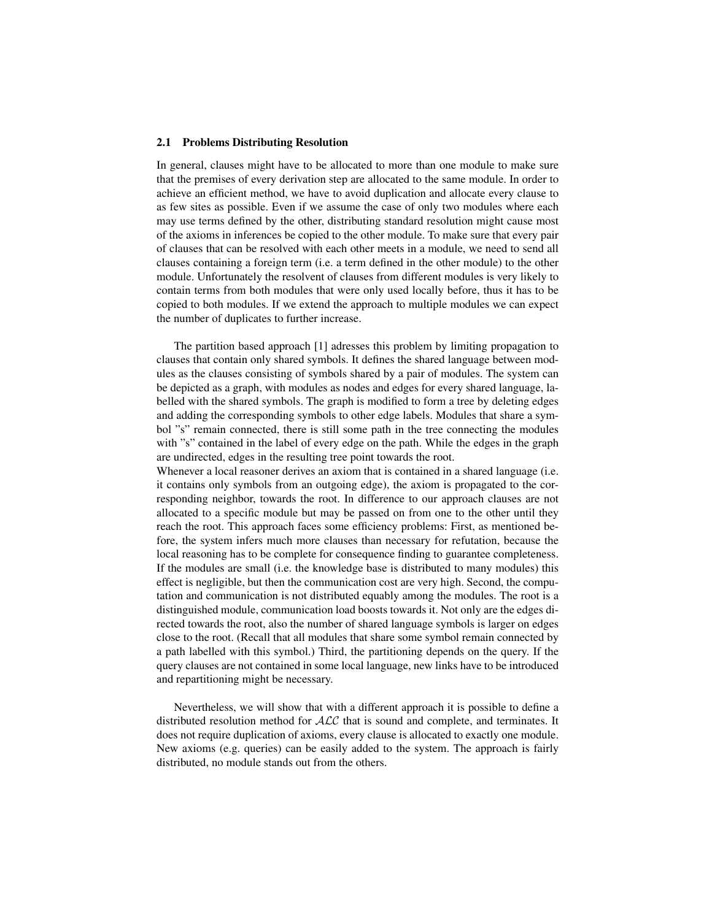### 2.1 Problems Distributing Resolution

In general, clauses might have to be allocated to more than one module to make sure that the premises of every derivation step are allocated to the same module. In order to achieve an efficient method, we have to avoid duplication and allocate every clause to as few sites as possible. Even if we assume the case of only two modules where each may use terms defined by the other, distributing standard resolution might cause most of the axioms in inferences be copied to the other module. To make sure that every pair of clauses that can be resolved with each other meets in a module, we need to send all clauses containing a foreign term (i.e. a term defined in the other module) to the other module. Unfortunately the resolvent of clauses from different modules is very likely to contain terms from both modules that were only used locally before, thus it has to be copied to both modules. If we extend the approach to multiple modules we can expect the number of duplicates to further increase.

The partition based approach [1] adresses this problem by limiting propagation to clauses that contain only shared symbols. It defines the shared language between modules as the clauses consisting of symbols shared by a pair of modules. The system can be depicted as a graph, with modules as nodes and edges for every shared language, labelled with the shared symbols. The graph is modified to form a tree by deleting edges and adding the corresponding symbols to other edge labels. Modules that share a symbol "s" remain connected, there is still some path in the tree connecting the modules with "s" contained in the label of every edge on the path. While the edges in the graph are undirected, edges in the resulting tree point towards the root.
Whenever a local reasoner derives an axiom that is contained in a shared language (i.e. it contains only symbols from an outgoing edge), the axiom is propagated to the corresponding neighbor, towards the root. In difference to our approach clauses are not allocated to a specific module but may be passed on from one to the other until they reach the root. This approach faces some efficiency problems: First, as mentioned before, the system infers much more clauses than necessary for refutation, because the local reasoning has to be complete for consequence finding to guarantee completeness. If the modules are small (i.e. the knowledge base is distributed to many modules) this effect is negligible, but then the communication cost are very high. Second, the computation and communication is not distributed equably among the modules. The root is a distinguished module, communication load boosts towards it. Not only are the edges directed towards the root, also the number of shared language symbols is larger on edges close to the root. (Recall that all modules that share some symbol remain connected by a path labelled with this symbol.) Third, the partitioning depends on the query. If the query clauses are not contained in some local language, new links have to be introduced and repartitioning might be necessary.

Nevertheless, we will show that with a different approach it is possible to define a distributed resolution method for $\mathcal{ALC}$ that is sound and complete, and terminates. It does not require duplication of axioms, every clause is allocated to exactly one module. New axioms (e.g. queries) can be easily added to the system. The approach is fairly distributed, no module stands out from the others.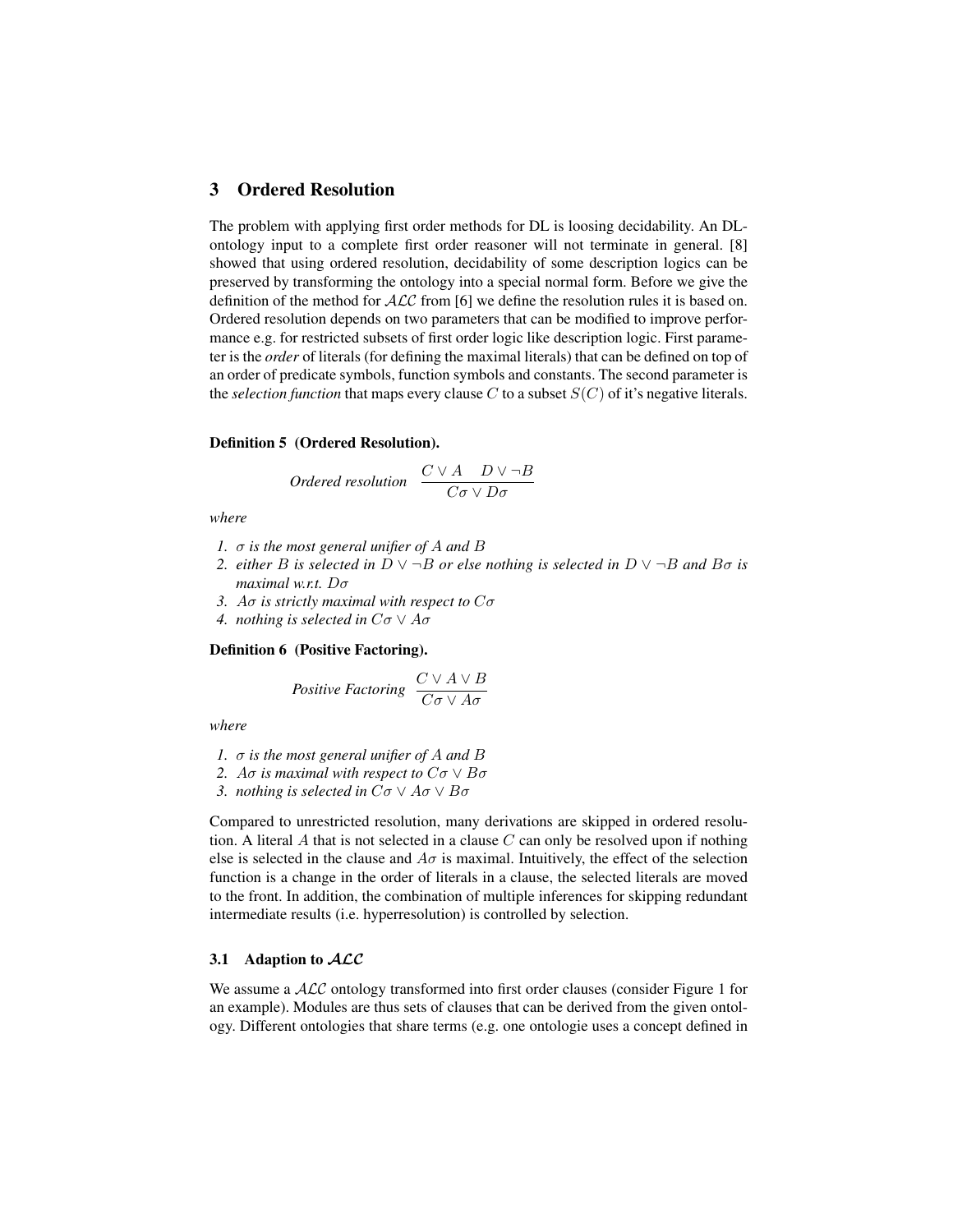## 3 Ordered Resolution

The problem with applying first order methods for DL is loosing decidability. An DL-ontology input to a complete first order reasoner will not terminate in general. [8] showed that using ordered resolution, decidability of some description logics can be preserved by transforming the ontology into a special normal form. Before we give the definition of the method for $\mathcal{ALC}$ from [6] we define the resolution rules it is based on. Ordered resolution depends on two parameters that can be modified to improve performance e.g. for restricted subsets of first order logic like description logic. First parameter is the *order* of literals (for defining the maximal literals) that can be defined on top of an order of predicate symbols, function symbols and constants. The second parameter is the *selection function* that maps every clause $C$ to a subset $S(C)$ of it's negative literals.

**Definition 5 (Ordered Resolution).**

$$\textit{Ordered resolution} \quad \frac{C \vee A \quad D \vee \neg B}{C\sigma \vee D\sigma}$$

*where*

1. *$\sigma$ is the most general unifier of $A$ and $B$*
2. *either $B$ is selected in $D \vee \neg B$ or else nothing is selected in $D \vee \neg B$ and $B\sigma$ is maximal w.r.t. $D\sigma$*
3. *$A\sigma$ is strictly maximal with respect to $C\sigma$*
4. *nothing is selected in $C\sigma \vee A\sigma$*

**Definition 6 (Positive Factoring).**

$$\textit{Positive Factoring} \quad \frac{C \vee A \vee B}{C\sigma \vee A\sigma}$$

*where*

1. *$\sigma$ is the most general unifier of $A$ and $B$*
2. *$A\sigma$ is maximal with respect to $C\sigma \vee B\sigma$*
3. *nothing is selected in $C\sigma \vee A\sigma \vee B\sigma$*

Compared to unrestricted resolution, many derivations are skipped in ordered resolution. A literal $A$ that is not selected in a clause $C$ can only be resolved upon if nothing else is selected in the clause and $A\sigma$ is maximal. Intuitively, the effect of the selection function is a change in the order of literals in a clause, the selected literals are moved to the front. In addition, the combination of multiple inferences for skipping redundant intermediate results (i.e. hyperresolution) is controlled by selection.

### 3.1 Adaption to $\mathcal{ALC}$

We assume a $\mathcal{ALC}$ ontology transformed into first order clauses (consider Figure 1 for an example). Modules are thus sets of clauses that can be derived from the given ontology. Different ontologies that share terms (e.g. one ontologie uses a concept defined in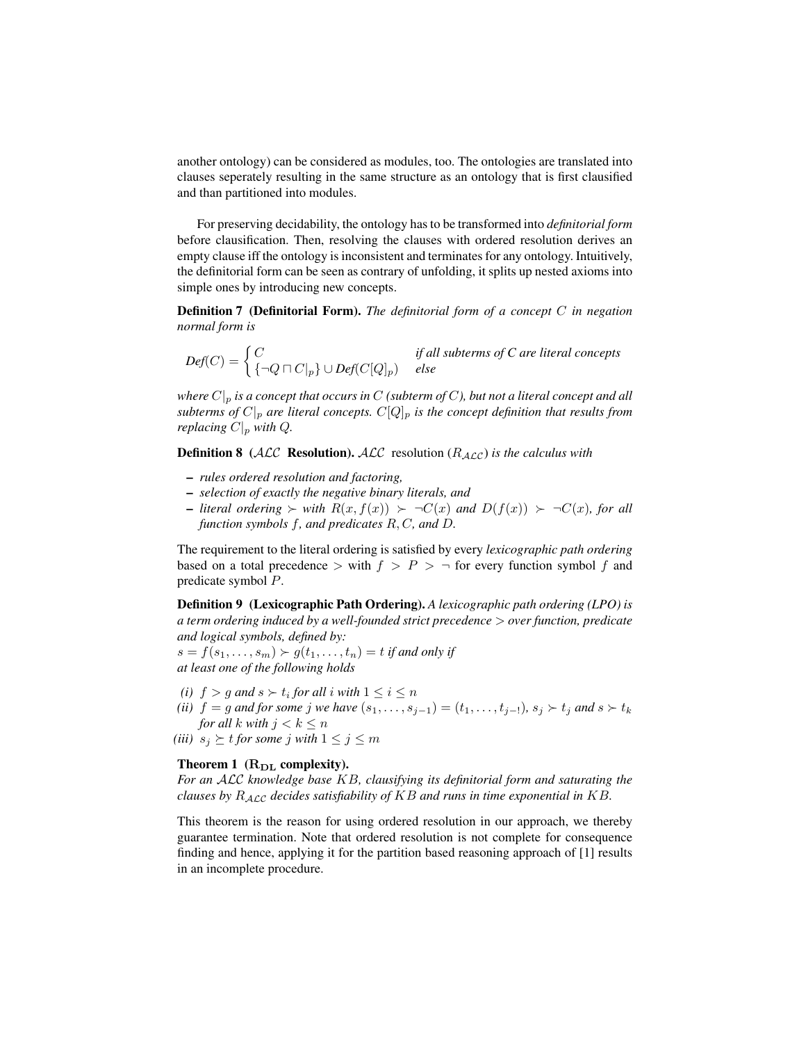another ontology) can be considered as modules, too. The ontologies are translated into clauses seperately resulting in the same structure as an ontology that is first clausified and than partitioned into modules.

For preserving decidability, the ontology has to be transformed into *definitorial form* before clausification. Then, resolving the clauses with ordered resolution derives an empty clause iff the ontology is inconsistent and terminates for any ontology. Intuitively, the definitorial form can be seen as contrary of unfolding, it splits up nested axioms into simple ones by introducing new concepts.

**Definition 7 (Definitorial Form).** *The definitorial form of a concept $C$ in negation normal form is*

$$\mathit{Def}(C) = \begin{cases} C & \textit{if all subterms of C are literal concepts} \\ \{\neg Q \sqcap C|_p\} \cup \mathit{Def}(C[Q]_p) & \textit{else} \end{cases}$$

*where $C|_p$ is a concept that occurs in $C$ (subterm of $C$), but not a literal concept and all subterms of $C|_p$ are literal concepts. $C[Q]_p$ is the concept definition that results from replacing $C|_p$ with $Q$.*

**Definition 8 ($\mathcal{ALC}$ Resolution).** *$\mathcal{ALC}$ resolution ($R_{\mathcal{ALC}}$) is the calculus with*

- *rules ordered resolution and factoring,*
- *selection of exactly the negative binary literals, and*
- *literal ordering $\succ$ with $R(x, f(x)) \succ \neg C(x)$ and $D(f(x)) \succ \neg C(x)$, for all function symbols $f$, and predicates $R, C$, and $D$.*

The requirement to the literal ordering is satisfied by every *lexicographic path ordering* based on a total precedence $>$ with $f > P > \neg$ for every function symbol $f$ and predicate symbol $P$.

**Definition 9 (Lexicographic Path Ordering).** *A lexicographic path ordering (LPO) is a term ordering induced by a well-founded strict precedence $>$ over function, predicate and logical symbols, defined by:*
*$s = f(s_1, \ldots, s_m) \succ g(t_1, \ldots, t_n) = t$ if and only if at least one of the following holds*

*(i)* *$f > g$ and $s \succ t_i$ for all $i$ with $1 \leq i \leq n$*
*(ii)* *$f = g$ and for some $j$ we have $(s_1, \ldots, s_{j-1}) = (t_1, \ldots, t_{j-!})$, $s_j \succ t_j$ and $s \succ t_k$ for all $k$ with $j < k \leq n$*
*(iii)* *$s_j \succeq t$ for some $j$ with $1 \leq j \leq m$*

**Theorem 1 ($\mathbf{R_{DL}}$ complexity).**
*For an $\mathcal{ALC}$ knowledge base $KB$, clausifying its definitorial form and saturating the clauses by $R_{\mathcal{ALC}}$ decides satisfiability of $KB$ and runs in time exponential in $KB$.*

This theorem is the reason for using ordered resolution in our approach, we thereby guarantee termination. Note that ordered resolution is not complete for consequence finding and hence, applying it for the partition based reasoning approach of [1] results in an incomplete procedure.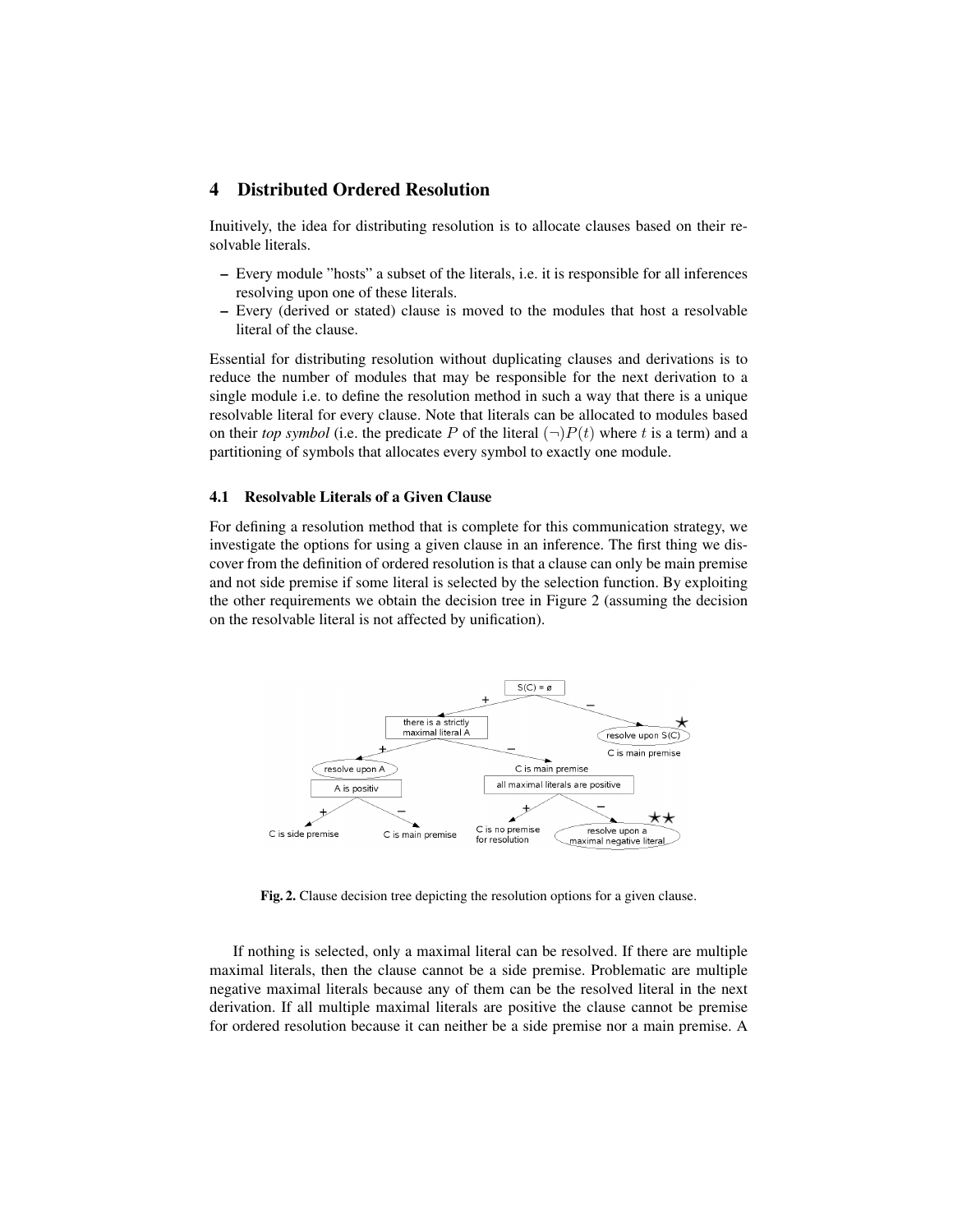## 4 Distributed Ordered Resolution

Inuitively, the idea for distributing resolution is to allocate clauses based on their resolvable literals.

- Every module "hosts" a subset of the literals, i.e. it is responsible for all inferences resolving upon one of these literals.
- Every (derived or stated) clause is moved to the modules that host a resolvable literal of the clause.

Essential for distributing resolution without duplicating clauses and derivations is to reduce the number of modules that may be responsible for the next derivation to a single module i.e. to define the resolution method in such a way that there is a unique resolvable literal for every clause. Note that literals can be allocated to modules based on their *top symbol* (i.e. the predicate $P$ of the literal $(\neg)P(t)$ where $t$ is a term) and a partitioning of symbols that allocates every symbol to exactly one module.

### 4.1 Resolvable Literals of a Given Clause

For defining a resolution method that is complete for this communication strategy, we investigate the options for using a given clause in an inference. The first thing we discover from the definition of ordered resolution is that a clause can only be main premise and not side premise if some literal is selected by the selection function. By exploiting the other requirements we obtain the decision tree in Figure 2 (assuming the decision on the resolvable literal is not affected by unification).

**Fig. 2.** Clause decision tree depicting the resolution options for a given clause.

If nothing is selected, only a maximal literal can be resolved. If there are multiple maximal literals, then the clause cannot be a side premise. Problematic are multiple negative maximal literals because any of them can be the resolved literal in the next derivation. If all multiple maximal literals are positive the clause cannot be premise for ordered resolution because it can neither be a side premise nor a main premise. A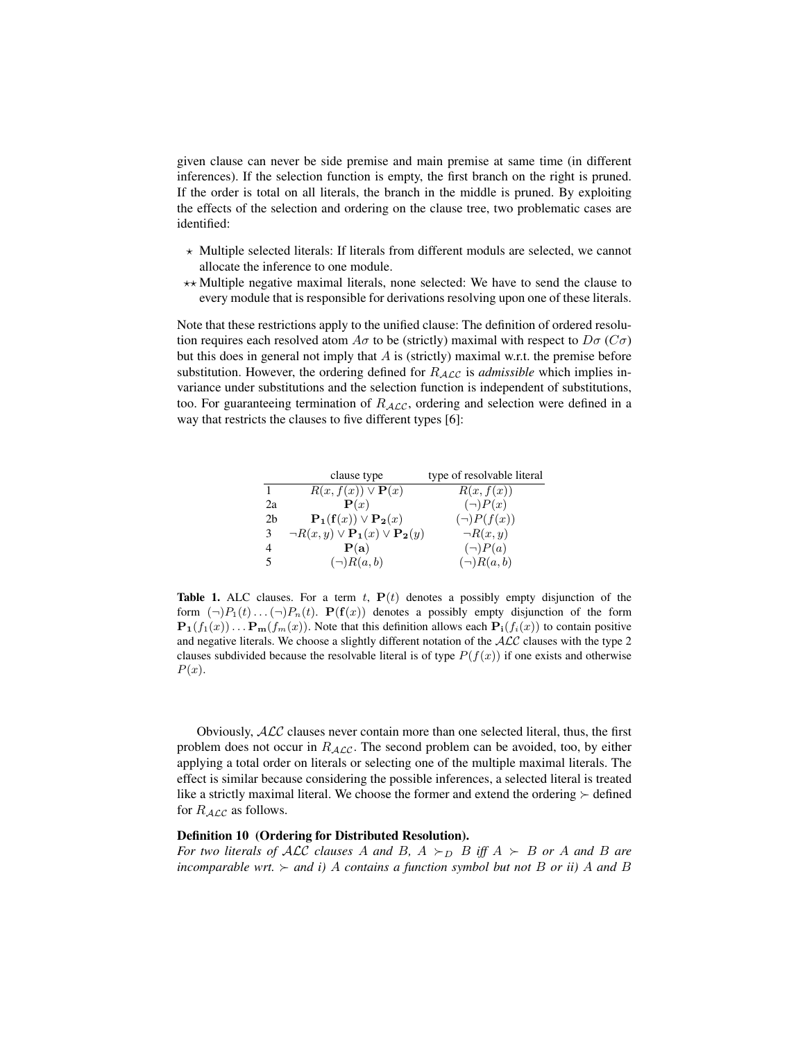given clause can never be side premise and main premise at same time (in different inferences). If the selection function is empty, the first branch on the right is pruned. If the order is total on all literals, the branch in the middle is pruned. By exploiting the effects of the selection and ordering on the clause tree, two problematic cases are identified:

- $\star$ Multiple selected literals: If literals from different moduls are selected, we cannot allocate the inference to one module.
- $\star\star$ Multiple negative maximal literals, none selected: We have to send the clause to every module that is responsible for derivations resolving upon one of these literals.

Note that these restrictions apply to the unified clause: The definition of ordered resolution requires each resolved atom $A\sigma$ to be (strictly) maximal with respect to $D\sigma$ ($C\sigma$) but this does in general not imply that $A$ is (strictly) maximal w.r.t. the premise before substitution. However, the ordering defined for $R_{\mathcal{ALC}}$ is *admissible* which implies invariance under substitutions and the selection function is independent of substitutions, too. For guaranteeing termination of $R_{\mathcal{ALC}}$, ordering and selection were defined in a way that restricts the clauses to five different types [6]:

| | clause type | type of resolvable literal |
|---|---|---|
| 1 | $R(x, f(x)) \vee \mathbf{P}(x)$ | $R(x, f(x))$ |
| 2a | $\mathbf{P}(x)$ | $(\neg)P(x)$ |
| 2b | $\mathbf{P_1}(\mathbf{f}(x)) \vee \mathbf{P_2}(x)$ | $(\neg)P(f(x))$ |
| 3 | $\neg R(x, y) \vee \mathbf{P_1}(x) \vee \mathbf{P_2}(y)$ | $\neg R(x, y)$ |
| 4 | $\mathbf{P}(\mathbf{a})$ | $(\neg)P(a)$ |
| 5 | $(\neg)R(a, b)$ | $(\neg)R(a, b)$ |

**Table 1.** ALC clauses. For a term $t$, $\mathbf{P}(t)$ denotes a possibly empty disjunction of the form $(\neg)P_1(t) \ldots (\neg)P_n(t)$. $\mathbf{P}(\mathbf{f}(x))$ denotes a possibly empty disjunction of the form $\mathbf{P_1}(f_1(x)) \ldots \mathbf{P_m}(f_m(x))$. Note that this definition allows each $\mathbf{P_i}(f_i(x))$ to contain positive and negative literals. We choose a slightly different notation of the $\mathcal{ALC}$ clauses with the type 2 clauses subdivided because the resolvable literal is of type $P(f(x))$ if one exists and otherwise $P(x)$.

Obviously, $\mathcal{ALC}$ clauses never contain more than one selected literal, thus, the first problem does not occur in $R_{\mathcal{ALC}}$. The second problem can be avoided, too, by either applying a total order on literals or selecting one of the multiple maximal literals. The effect is similar because considering the possible inferences, a selected literal is treated like a strictly maximal literal. We choose the former and extend the ordering $\succ$ defined for $R_{\mathcal{ALC}}$ as follows.

**Definition 10 (Ordering for Distributed Resolution).**
*For two literals of $\mathcal{ALC}$ clauses $A$ and $B$, $A \succ_D B$ iff $A \succ B$ or $A$ and $B$ are incomparable wrt. $\succ$ and i) $A$ contains a function symbol but not $B$ or ii) $A$ and $B$*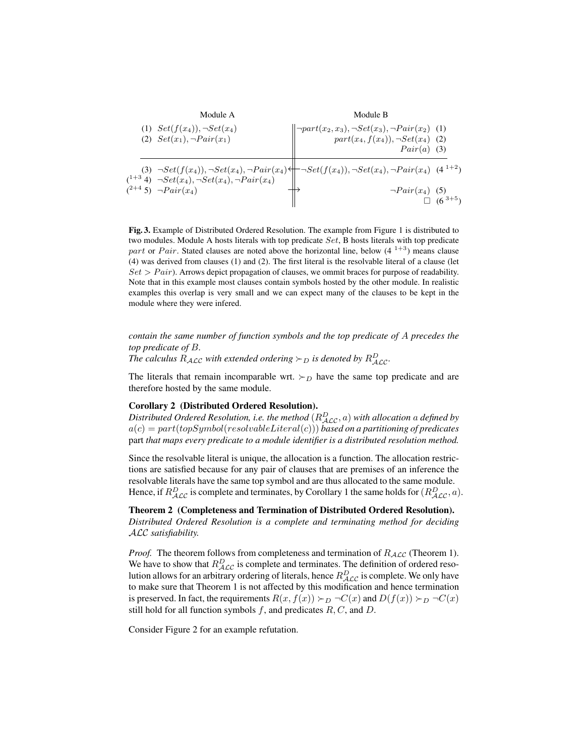| Module A | | Module B | |
|---|---|---|---|
| (1) | $Set(f(x_4)), \neg Set(x_4)$ | $\neg part(x_2, x_3), \neg Set(x_3), \neg Pair(x_2)$ | (1) |
| (2) | $Set(x_1), \neg Pair(x_1)$ | $part(x_4, f(x_4)), \neg Set(x_4)$ | (2) |
| | | $Pair(a)$ | (3) |
| (3) | $\neg Set(f(x_4)), \neg Set(x_4), \neg Pair(x_4)$ ← | $\neg Set(f(x_4)), \neg Set(x_4), \neg Pair(x_4)$ | ($4^{\,1+2}$) |
| ($^{1+3}$ 4) | $\neg Set(x_4), \neg Set(x_4), \neg Pair(x_4)$ | | |
| ($^{2+4}$ 5) | $\neg Pair(x_4)$ → | $\neg Pair(x_4)$ | (5) |
| | | $\square$ | ($6^{\,3+5}$) |

**Fig. 3.** Example of Distributed Ordered Resolution. The example from Figure 1 is distributed to two modules. Module A hosts literals with top predicate $Set$, B hosts literals with top predicate $part$ or $Pair$. Stated clauses are noted above the horizontal line, below ($4^{\,1+3}$) means clause (4) was derived from clauses (1) and (2). The first literal is the resolvable literal of a clause (let $Set > Pair$). Arrows depict propagation of clauses, we ommit braces for purpose of readability. Note that in this example most clauses contain symbols hosted by the other module. In realistic examples this overlap is very small and we can expect many of the clauses to be kept in the module where they were infered.

*contain the same number of function symbols and the top predicate of $A$ precedes the top predicate of $B$.*
*The calculus $R_{\mathcal{ALC}}$ with extended ordering $\succ_D$ is denoted by $R^D_{\mathcal{ALC}}$.*

The literals that remain incomparable wrt. $\succ_D$ have the same top predicate and are therefore hosted by the same module.

**Corollary 2 (Distributed Ordered Resolution).**
*Distributed Ordered Resolution, i.e. the method $(R^D_{\mathcal{ALC}}, a)$ with allocation $a$ defined by $a(c) = part(topSymbol(resolvableLiteral(c)))$ based on a partitioning of predicates* part *that maps every predicate to a module identifier is a distributed resolution method.*

Since the resolvable literal is unique, the allocation is a function. The allocation restrictions are satisfied because for any pair of clauses that are premises of an inference the resolvable literals have the same top symbol and are thus allocated to the same module. Hence, if $R^D_{\mathcal{ALC}}$ is complete and terminates, by Corollary 1 the same holds for $(R^D_{\mathcal{ALC}}, a)$.

**Theorem 2 (Completeness and Termination of Distributed Ordered Resolution).**
*Distributed Ordered Resolution is a complete and terminating method for deciding $\mathcal{ALC}$ satisfiability.*

*Proof.* The theorem follows from completeness and termination of $R_{\mathcal{ALC}}$ (Theorem 1). We have to show that $R^D_{\mathcal{ALC}}$ is complete and terminates. The definition of ordered resolution allows for an arbitrary ordering of literals, hence $R^D_{\mathcal{ALC}}$ is complete. We only have to make sure that Theorem 1 is not affected by this modification and hence termination is preserved. In fact, the requirements $R(x, f(x)) \succ_D \neg C(x)$ and $D(f(x)) \succ_D \neg C(x)$ still hold for all function symbols $f$, and predicates $R, C$, and $D$.

Consider Figure 2 for an example refutation.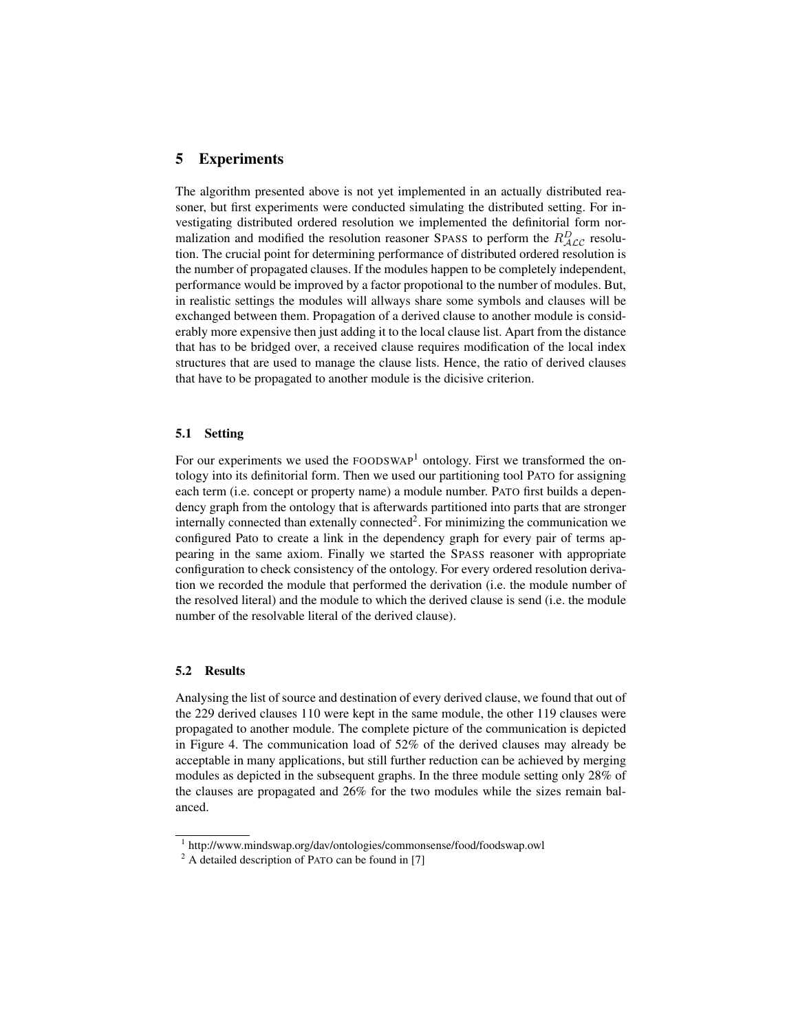## 5 Experiments

The algorithm presented above is not yet implemented in an actually distributed reasoner, but first experiments were conducted simulating the distributed setting. For investigating distributed ordered resolution we implemented the definitorial form normalization and modified the resolution reasoner SPASS to perform the $R^D_{\mathcal{ALC}}$ resolution. The crucial point for determining performance of distributed ordered resolution is the number of propagated clauses. If the modules happen to be completely independent, performance would be improved by a factor propotional to the number of modules. But, in realistic settings the modules will allways share some symbols and clauses will be exchanged between them. Propagation of a derived clause to another module is considerably more expensive then just adding it to the local clause list. Apart from the distance that has to be bridged over, a received clause requires modification of the local index structures that are used to manage the clause lists. Hence, the ratio of derived clauses that have to be propagated to another module is the dicisive criterion.

### 5.1 Setting

For our experiments we used the FOODSWAP[1] ontology. First we transformed the ontology into its definitorial form. Then we used our partitioning tool PATO for assigning each term (i.e. concept or property name) a module number. PATO first builds a dependency graph from the ontology that is afterwards partitioned into parts that are stronger internally connected than extenally connected[2]. For minimizing the communication we configured Pato to create a link in the dependency graph for every pair of terms appearing in the same axiom. Finally we started the SPASS reasoner with appropriate configuration to check consistency of the ontology. For every ordered resolution derivation we recorded the module that performed the derivation (i.e. the module number of the resolved literal) and the module to which the derived clause is send (i.e. the module number of the resolvable literal of the derived clause).

### 5.2 Results

Analysing the list of source and destination of every derived clause, we found that out of the 229 derived clauses 110 were kept in the same module, the other 119 clauses were propagated to another module. The complete picture of the communication is depicted in Figure 4. The communication load of 52% of the derived clauses may already be acceptable in many applications, but still further reduction can be achieved by merging modules as depicted in the subsequent graphs. In the three module setting only 28% of the clauses are propagated and 26% for the two modules while the sizes remain balanced.

[1] http://www.mindswap.org/dav/ontologies/commonsense/food/foodswap.owl

[2] A detailed description of PATO can be found in [7]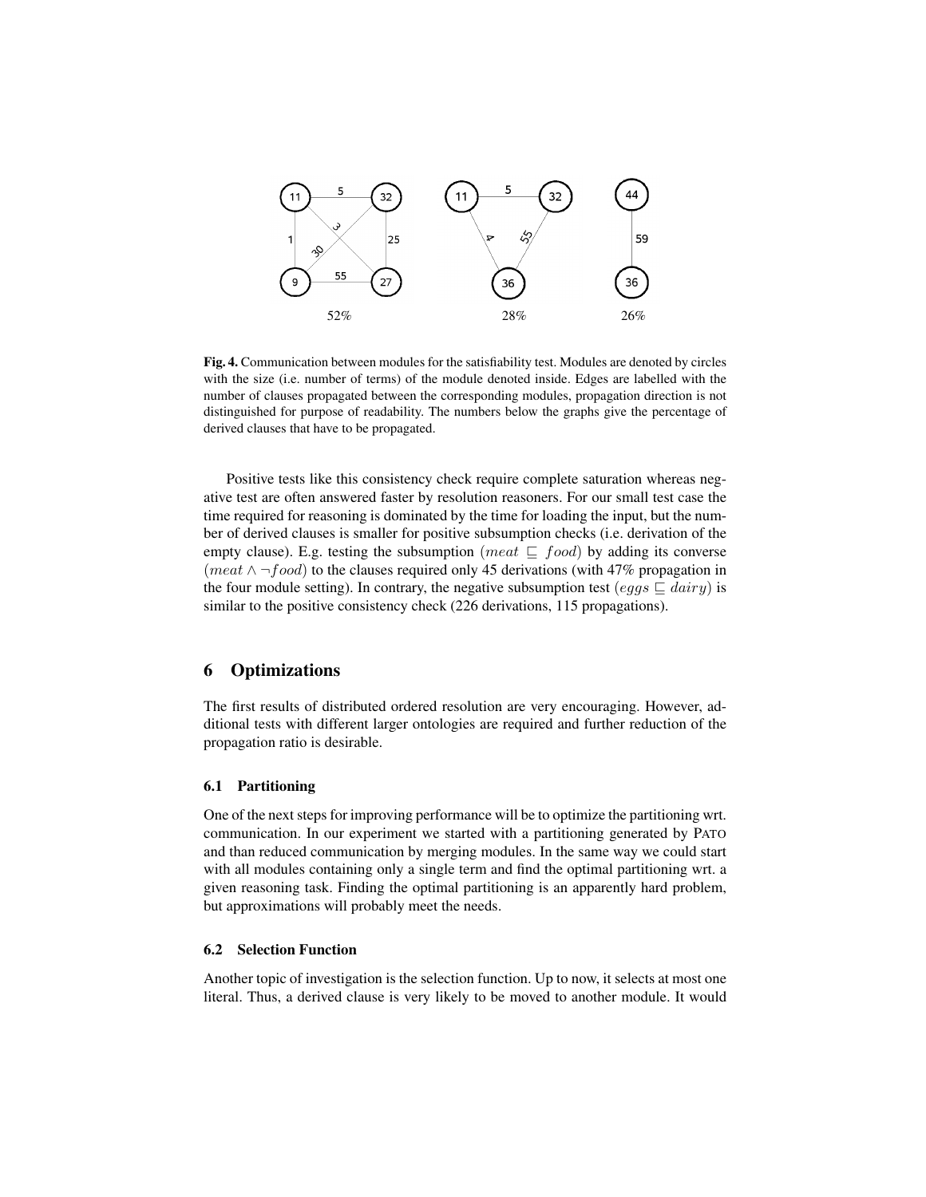52% 28% 26%

**Fig. 4.** Communication between modules for the satisfiability test. Modules are denoted by circles with the size (i.e. number of terms) of the module denoted inside. Edges are labelled with the number of clauses propagated between the corresponding modules, propagation direction is not distinguished for purpose of readability. The numbers below the graphs give the percentage of derived clauses that have to be propagated.

Positive tests like this consistency check require complete saturation whereas negative test are often answered faster by resolution reasoners. For our small test case the time required for reasoning is dominated by the time for loading the input, but the number of derived clauses is smaller for positive subsumption checks (i.e. derivation of the empty clause). E.g. testing the subsumption ($meat \sqsubseteq food$) by adding its converse ($meat \wedge \neg food$) to the clauses required only 45 derivations (with 47% propagation in the four module setting). In contrary, the negative subsumption test ($eggs \sqsubseteq dairy$) is similar to the positive consistency check (226 derivations, 115 propagations).

## 6 Optimizations

The first results of distributed ordered resolution are very encouraging. However, additional tests with different larger ontologies are required and further reduction of the propagation ratio is desirable.

### 6.1 Partitioning

One of the next steps for improving performance will be to optimize the partitioning wrt. communication. In our experiment we started with a partitioning generated by PATO and than reduced communication by merging modules. In the same way we could start with all modules containing only a single term and find the optimal partitioning wrt. a given reasoning task. Finding the optimal partitioning is an apparently hard problem, but approximations will probably meet the needs.

### 6.2 Selection Function

Another topic of investigation is the selection function. Up to now, it selects at most one literal. Thus, a derived clause is very likely to be moved to another module. It would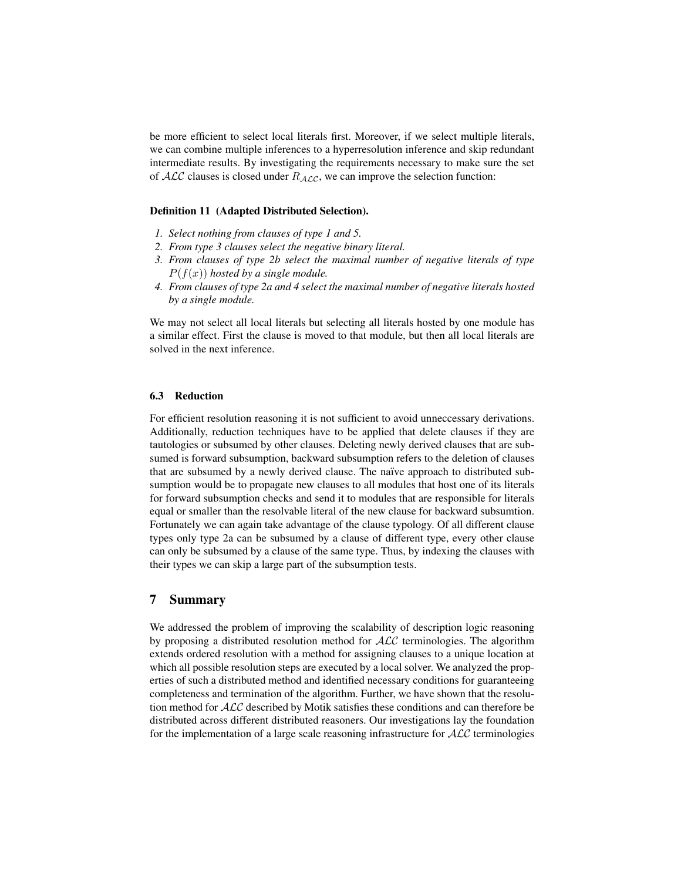be more efficient to select local literals first. Moreover, if we select multiple literals, we can combine multiple inferences to a hyperresolution inference and skip redundant intermediate results. By investigating the requirements necessary to make sure the set of $\mathcal{ALC}$ clauses is closed under $R_{\mathcal{ALC}}$, we can improve the selection function:

**Definition 11 (Adapted Distributed Selection).**

1. *Select nothing from clauses of type 1 and 5.*
2. *From type 3 clauses select the negative binary literal.*
3. *From clauses of type 2b select the maximal number of negative literals of type $P(f(x))$ hosted by a single module.*
4. *From clauses of type 2a and 4 select the maximal number of negative literals hosted by a single module.*

We may not select all local literals but selecting all literals hosted by one module has a similar effect. First the clause is moved to that module, but then all local literals are solved in the next inference.

### 6.3 Reduction

For efficient resolution reasoning it is not sufficient to avoid unneccessary derivations. Additionally, reduction techniques have to be applied that delete clauses if they are tautologies or subsumed by other clauses. Deleting newly derived clauses that are subsumed is forward subsumption, backward subsumption refers to the deletion of clauses that are subsumed by a newly derived clause. The naïve approach to distributed subsumption would be to propagate new clauses to all modules that host one of its literals for forward subsumption checks and send it to modules that are responsible for literals equal or smaller than the resolvable literal of the new clause for backward subsumtion. Fortunately we can again take advantage of the clause typology. Of all different clause types only type 2a can be subsumed by a clause of different type, every other clause can only be subsumed by a clause of the same type. Thus, by indexing the clauses with their types we can skip a large part of the subsumption tests.

## 7 Summary

We addressed the problem of improving the scalability of description logic reasoning by proposing a distributed resolution method for $\mathcal{ALC}$ terminologies. The algorithm extends ordered resolution with a method for assigning clauses to a unique location at which all possible resolution steps are executed by a local solver. We analyzed the properties of such a distributed method and identified necessary conditions for guaranteeing completeness and termination of the algorithm. Further, we have shown that the resolution method for $\mathcal{ALC}$ described by Motik satisfies these conditions and can therefore be distributed across different distributed reasoners. Our investigations lay the foundation for the implementation of a large scale reasoning infrastructure for $\mathcal{ALC}$ terminologies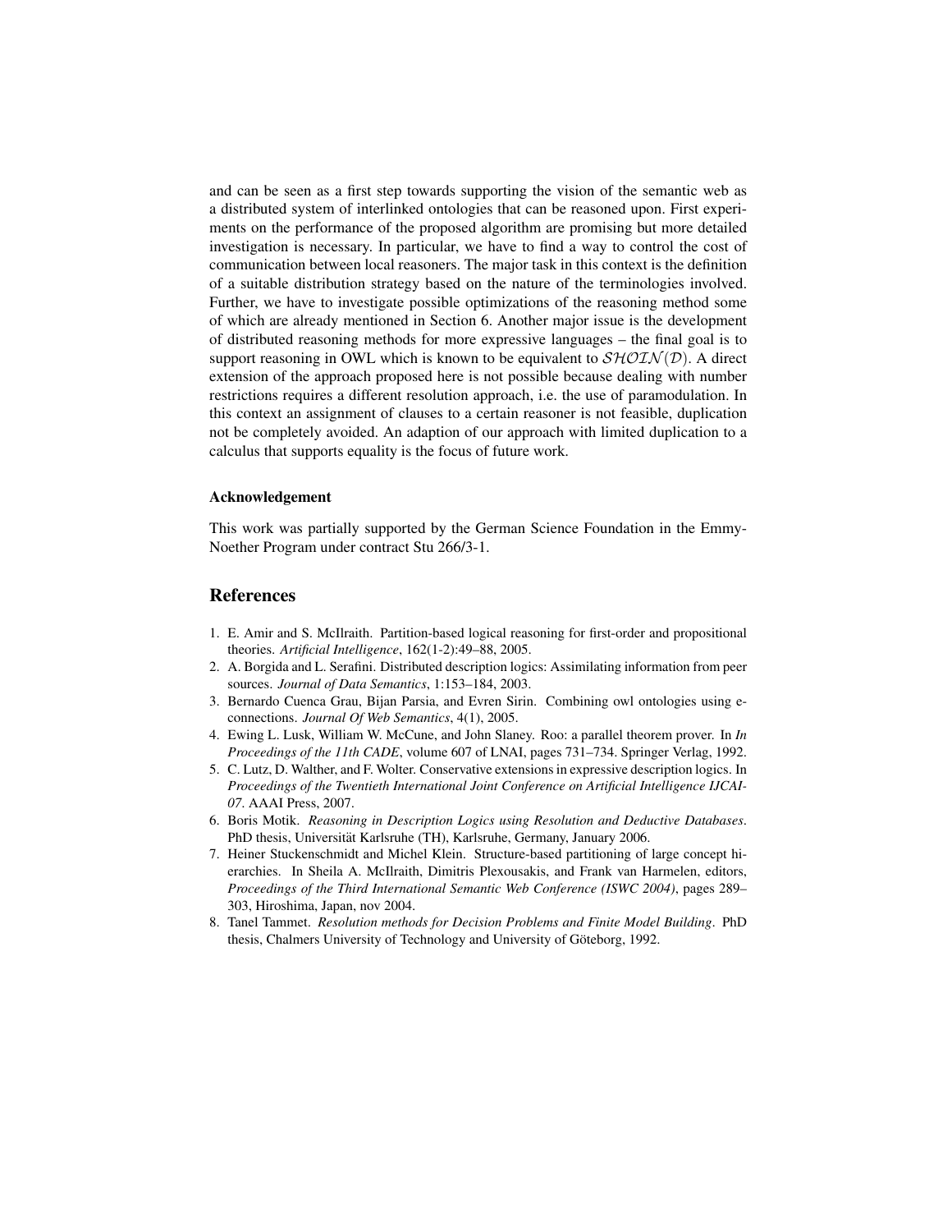and can be seen as a first step towards supporting the vision of the semantic web as a distributed system of interlinked ontologies that can be reasoned upon. First experiments on the performance of the proposed algorithm are promising but more detailed investigation is necessary. In particular, we have to find a way to control the cost of communication between local reasoners. The major task in this context is the definition of a suitable distribution strategy based on the nature of the terminologies involved. Further, we have to investigate possible optimizations of the reasoning method some of which are already mentioned in Section 6. Another major issue is the development of distributed reasoning methods for more expressive languages – the final goal is to support reasoning in OWL which is known to be equivalent to $\mathcal{SHOIN}(\mathcal{D})$. A direct extension of the approach proposed here is not possible because dealing with number restrictions requires a different resolution approach, i.e. the use of paramodulation. In this context an assignment of clauses to a certain reasoner is not feasible, duplication not be completely avoided. An adaption of our approach with limited duplication to a calculus that supports equality is the focus of future work.

### Acknowledgement

This work was partially supported by the German Science Foundation in the Emmy-Noether Program under contract Stu 266/3-1.

## References

1. E. Amir and S. McIlraith. Partition-based logical reasoning for first-order and propositional theories. *Artificial Intelligence*, 162(1-2):49–88, 2005.
2. A. Borgida and L. Serafini. Distributed description logics: Assimilating information from peer sources. *Journal of Data Semantics*, 1:153–184, 2003.
3. Bernardo Cuenca Grau, Bijan Parsia, and Evren Sirin. Combining owl ontologies using e-connections. *Journal Of Web Semantics*, 4(1), 2005.
4. Ewing L. Lusk, William W. McCune, and John Slaney. Roo: a parallel theorem prover. In *In Proceedings of the 11th CADE*, volume 607 of LNAI, pages 731–734. Springer Verlag, 1992.
5. C. Lutz, D. Walther, and F. Wolter. Conservative extensions in expressive description logics. In *Proceedings of the Twentieth International Joint Conference on Artificial Intelligence IJCAI-07*. AAAI Press, 2007.
6. Boris Motik. *Reasoning in Description Logics using Resolution and Deductive Databases*. PhD thesis, Universität Karlsruhe (TH), Karlsruhe, Germany, January 2006.
7. Heiner Stuckenschmidt and Michel Klein. Structure-based partitioning of large concept hierarchies. In Sheila A. McIlraith, Dimitris Plexousakis, and Frank van Harmelen, editors, *Proceedings of the Third International Semantic Web Conference (ISWC 2004)*, pages 289–303, Hiroshima, Japan, nov 2004.
8. Tanel Tammet. *Resolution methods for Decision Problems and Finite Model Building*. PhD thesis, Chalmers University of Technology and University of Göteborg, 1992.